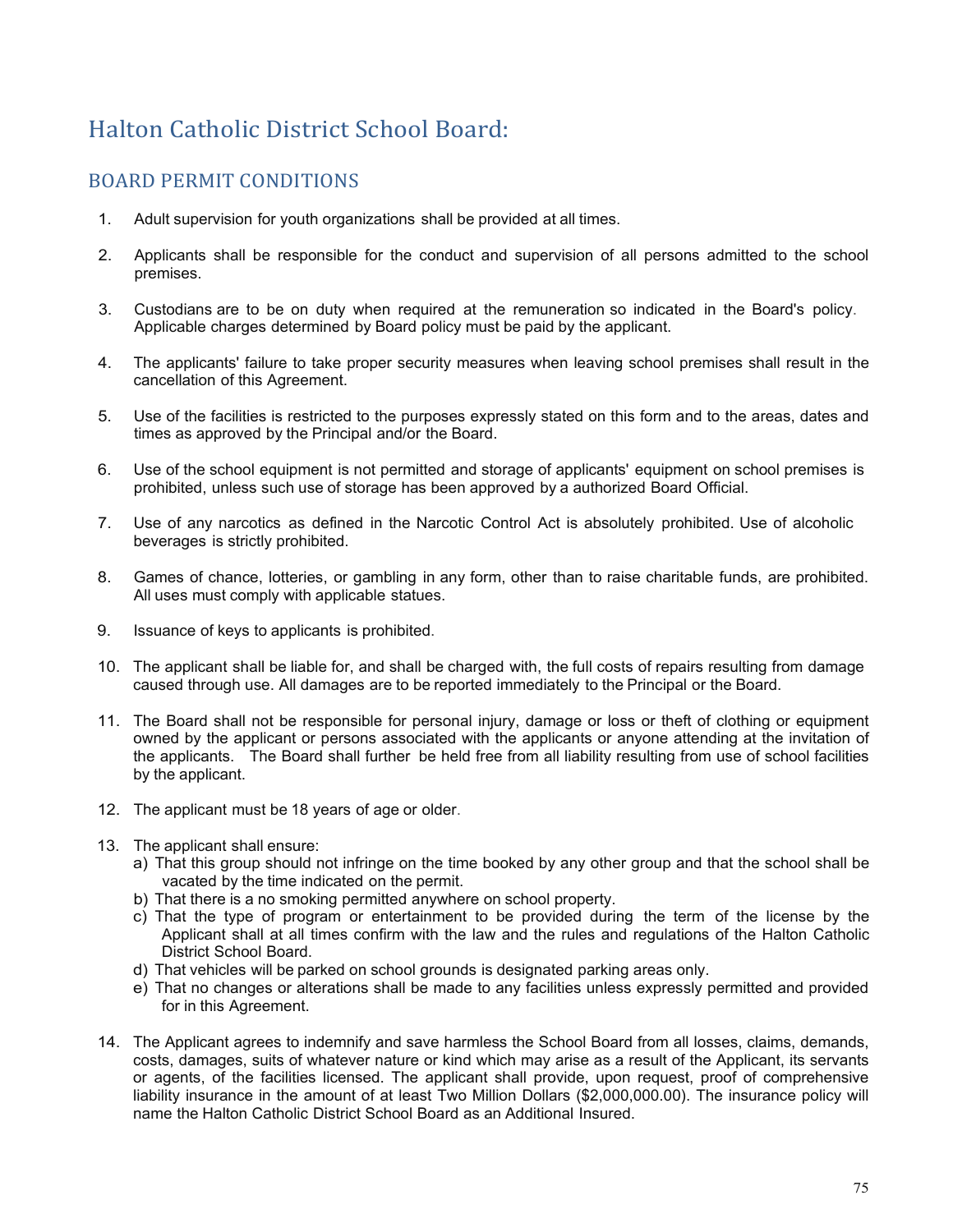# Halton Catholic District School Board:

## BOARD PERMIT CONDITIONS

1. Adult supervision for youth organizations shall be provided at all times.

2. Applicants shall be responsible for the conduct and supervision of all persons admitted to the school premises.

3. Custodians are to be on duty when required at the remuneration so indicated in the Board's policy. Applicable charges determined by Board policy must be paid by the applicant.

4. The applicants' failure to take proper security measures when leaving school premises shall result in the cancellation of this Agreement.

5. Use of the facilities is restricted to the purposes expressly stated on this form and to the areas, dates and times as approved by the Principal and/or the Board.

6. Use of the school equipment is not permitted and storage of applicants' equipment on school premises is prohibited, unless such use of storage has been approved by a authorized Board Official.

7. Use of any narcotics as defined in the Narcotic Control Act is absolutely prohibited. Use of alcoholic beverages is strictly prohibited.

8. Games of chance, lotteries, or gambling in any form, other than to raise charitable funds, are prohibited. All uses must comply with applicable statues.

9. Issuance of keys to applicants is prohibited.

10. The applicant shall be liable for, and shall be charged with, the full costs of repairs resulting from damage caused through use. All damages are to be reported immediately to the Principal or the Board.

11. The Board shall not be responsible for personal injury, damage or loss or theft of clothing or equipment owned by the applicant or persons associated with the applicants or anyone attending at the invitation of the applicants. The Board shall further be held free from all liability resulting from use of school facilities by the applicant.

12. The applicant must be 18 years of age or older.

13. The applicant shall ensure:
    a) That this group should not infringe on the time booked by any other group and that the school shall be vacated by the time indicated on the permit.
    b) That there is a no smoking permitted anywhere on school property.
    c) That the type of program or entertainment to be provided during the term of the license by the Applicant shall at all times confirm with the law and the rules and regulations of the Halton Catholic District School Board.
    d) That vehicles will be parked on school grounds is designated parking areas only.
    e) That no changes or alterations shall be made to any facilities unless expressly permitted and provided for in this Agreement.

14. The Applicant agrees to indemnify and save harmless the School Board from all losses, claims, demands, costs, damages, suits of whatever nature or kind which may arise as a result of the Applicant, its servants or agents, of the facilities licensed. The applicant shall provide, upon request, proof of comprehensive liability insurance in the amount of at least Two Million Dollars ($2,000,000.00). The insurance policy will name the Halton Catholic District School Board as an Additional Insured.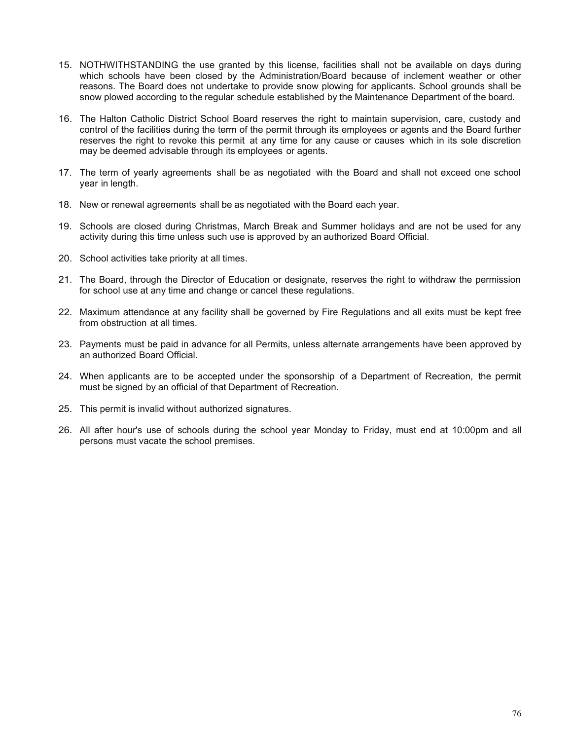15. NOTHWITHSTANDING the use granted by this license, facilities shall not be available on days during which schools have been closed by the Administration/Board because of inclement weather or other reasons. The Board does not undertake to provide snow plowing for applicants. School grounds shall be snow plowed according to the regular schedule established by the Maintenance Department of the board.

16. The Halton Catholic District School Board reserves the right to maintain supervision, care, custody and control of the facilities during the term of the permit through its employees or agents and the Board further reserves the right to revoke this permit at any time for any cause or causes which in its sole discretion may be deemed advisable through its employees or agents.

17. The term of yearly agreements shall be as negotiated with the Board and shall not exceed one school year in length.

18. New or renewal agreements shall be as negotiated with the Board each year.

19. Schools are closed during Christmas, March Break and Summer holidays and are not be used for any activity during this time unless such use is approved by an authorized Board Official.

20. School activities take priority at all times.

21. The Board, through the Director of Education or designate, reserves the right to withdraw the permission for school use at any time and change or cancel these regulations.

22. Maximum attendance at any facility shall be governed by Fire Regulations and all exits must be kept free from obstruction at all times.

23. Payments must be paid in advance for all Permits, unless alternate arrangements have been approved by an authorized Board Official.

24. When applicants are to be accepted under the sponsorship of a Department of Recreation, the permit must be signed by an official of that Department of Recreation.

25. This permit is invalid without authorized signatures.

26. All after hour's use of schools during the school year Monday to Friday, must end at 10:00pm and all persons must vacate the school premises.